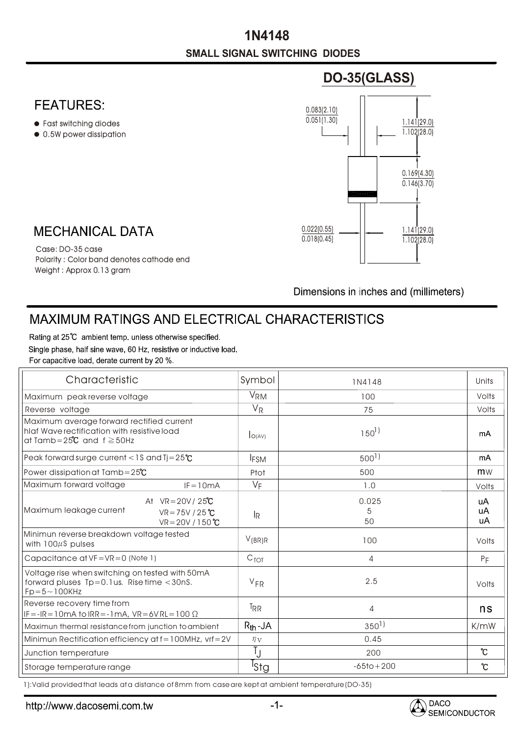# 1N4148

## SMALL SIGNAL SWITCHING DIODES

## DO-35(GLASS)

## FEATURES:

- Fast switching diodes
- 0.5W power dissipation

0.083(2.10)
0.051(1.30)

1.141(29.0)
1.102(28.0)

0.169(4.30)
0.146(3.70)

0.022(0.55)
0.018(0.45)

1.141(29.0)
1.102(28.0)

## MECHANICAL DATA

Case: DO-35 case
Polarity : Color band denotes cathode end
Weight : Approx 0.13 gram

Dimensions in inches and (millimeters)

## MAXIMUM RATINGS AND ELECTRICAL CHARACTERISTICS

Rating at 25℃ ambient temp. unless otherwise specified.
Single phase, half sine wave, 60 Hz, resistive or inductive load.
For capacitive load, derate current by 20 %.

| Characteristic | Symbol | 1N4148 | Units |
|---|---|---|---|
| Maximum peak reverse voltage | $V_{RM}$ | 100 | Volts |
| Reverse voltage | $V_R$ | 75 | Volts |
| Maximum average forward rectified current hlaf Wave rectification with resistive load at Tamb=25℃ and f ≧50Hz | $I_{O(AV)}$ | 150[1)] | mA |
| Peak forward surge current <1S and Tj=25℃ | $I_{FSM}$ | 500[1)] | mA |
| Power dissipation at Tamb=25℃ | Ptot | 500 | mW |
| Maximum forward voltage IF=10mA | $V_F$ | 1.0 | Volts |
| Maximum leakage current At VR=20V / 25℃<br>VR=75V / 25℃<br>VR=20V / 150℃ | $I_R$ | 0.025<br>5<br>50 | uA<br>uA<br>uA |
| Minimun reverse breakdown voltage tested with 100μS pulses | $V_{(BR)R}$ | 100 | Volts |
| Capacitance at VF=VR=0 (Note 1) | $C_{TOT}$ | 4 | PF |
| Voltage rise when switching on tested with 50mA forward pluses Tp=0.1us. Rise time <30nS. Fp=5~100KHz | $V_{FR}$ | 2.5 | Volts |
| Reverse recovery time from IF=-IR=10mA to IRR=-1mA, VR=6V RL=100 Ω | $T_{RR}$ | 4 | ns |
| Maximun thermal resistance from junction to ambient | $R_{th}$-JA | 350[1)] | K/mW |
| Minimun Rectification efficiency at f=100MHz, vrf=2V | $\eta_V$ | 0.45 | |
| Junction temperature | $T_J$ | 200 | ℃ |
| Storage temperature range | $T_{Stg}$ | -65to+200 | ℃ |

1):Valid provided that leads at a distance of 8mm from case are kept at ambient temperature(DO-35)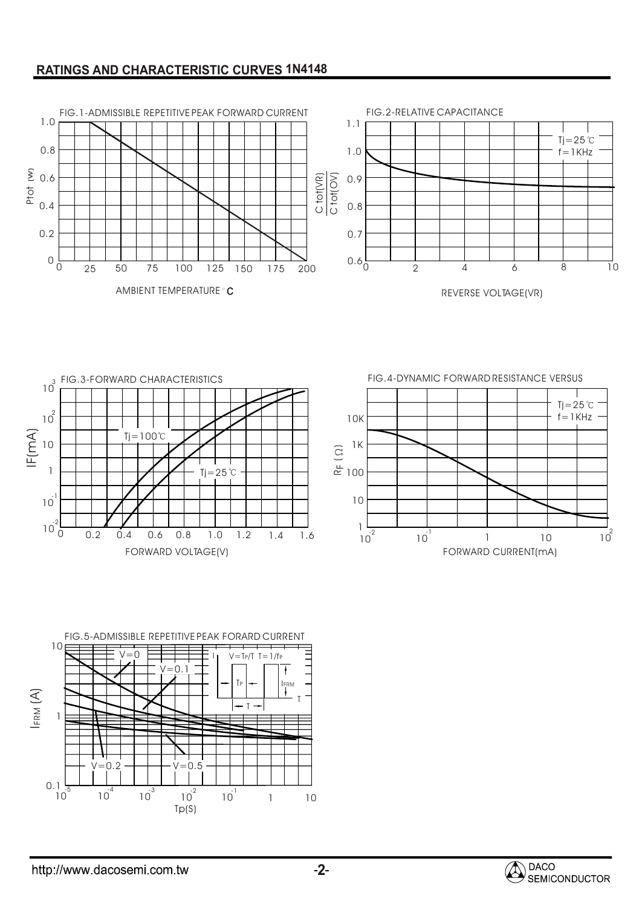## RATINGS AND CHARACTERISTIC CURVES 1N4148

FIG.1-ADMISSIBLE REPETITIVE PEAK FORWARD CURRENT

Ptot (W)

1.0
0.8
0.6
0.4
0.2
0

0 25 50 75 100 125 150 175 200

AMBIENT TEMPERATURE °C

FIG.2-RELATIVE CAPACITANCE

C tot(VR) / C tot(OV)

1.1
1.0
0.9
0.8
0.7
0.6

0 2 4 6 8 10

Tj=25℃
f=1KHz

REVERSE VOLTAGE(VR)

FIG.3-FORWARD CHARACTERISTICS

IF(mA)

$10^3$
$10^2$
10
1
$10^{-1}$
$10^{-2}$

0 0.2 0.4 0.6 0.8 1.0 1.2 1.4 1.6

Tj=100℃
Tj=25℃

FORWARD VOLTAGE(V)

FIG.4-DYNAMIC FORWARD RESISTANCE VERSUS

$R_F$ (Ω)

10K
1K
100
10
1

$10^{-2}$ $10^{-1}$ 1 10 $10^2$

Tj=25℃
f=1KHz

FORWARD CURRENT(mA)

FIG.5-ADMISSIBLE REPETITIVE PEAK FORARD CURRENT

$I_{FRM}$ (A)

10
1
0.1

$10^{-5}$ $10^{-4}$ $10^{-3}$ $10^{-2}$ $10^{-1}$ 1 10

Tp(S)

V=0
V=0.1
V=0.2
V=0.5

$V=T_P/T$ $T=1/f_P$

$T_P$
$I_{FRM}$
T